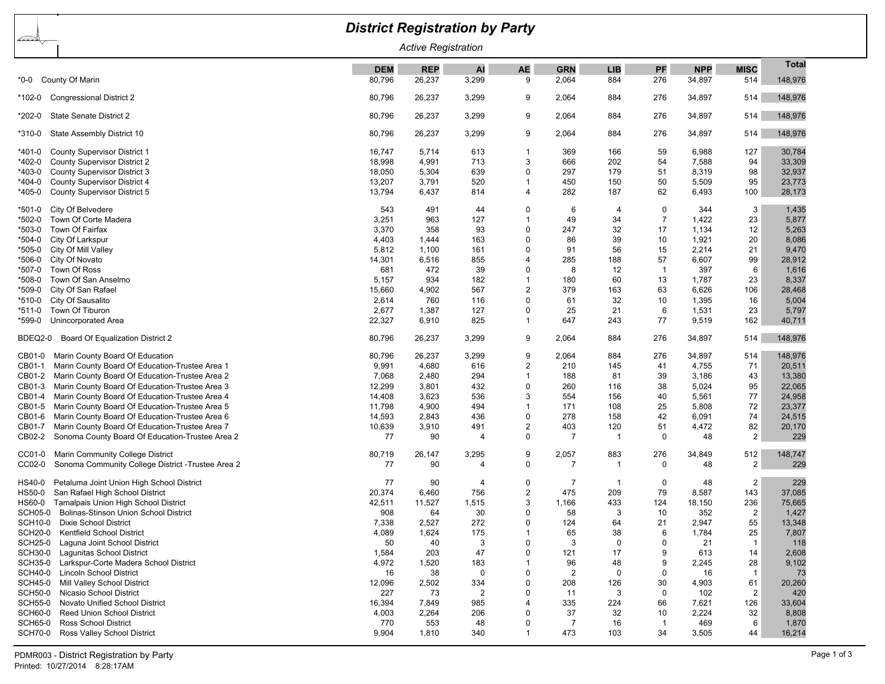# District Registration by Party

*Active Registration*

| | DEM | REP | AI | AE | GRN | LIB | PF | NPP | MISC | Total |
|---|---|---|---|---|---|---|---|---|---|---|
| *0-0 County Of Marin | 80,796 | 26,237 | 3,299 | 9 | 2,064 | 884 | 276 | 34,897 | 514 | 148,976 |
| *102-0 Congressional District 2 | 80,796 | 26,237 | 3,299 | 9 | 2,064 | 884 | 276 | 34,897 | 514 | 148,976 |
| *202-0 State Senate District 2 | 80,796 | 26,237 | 3,299 | 9 | 2,064 | 884 | 276 | 34,897 | 514 | 148,976 |
| *310-0 State Assembly District 10 | 80,796 | 26,237 | 3,299 | 9 | 2,064 | 884 | 276 | 34,897 | 514 | 148,976 |
| *401-0 County Supervisor District 1 | 16,747 | 5,714 | 613 | 1 | 369 | 166 | 59 | 6,988 | 127 | 30,784 |
| *402-0 County Supervisor District 2 | 18,998 | 4,991 | 713 | 3 | 666 | 202 | 54 | 7,588 | 94 | 33,309 |
| *403-0 County Supervisor District 3 | 18,050 | 5,304 | 639 | 0 | 297 | 179 | 51 | 8,319 | 98 | 32,937 |
| *404-0 County Supervisor District 4 | 13,207 | 3,791 | 520 | 1 | 450 | 150 | 50 | 5,509 | 95 | 23,773 |
| *405-0 County Supervisor District 5 | 13,794 | 6,437 | 814 | 4 | 282 | 187 | 62 | 6,493 | 100 | 28,173 |
| *501-0 City Of Belvedere | 543 | 491 | 44 | 0 | 6 | 4 | 0 | 344 | 3 | 1,435 |
| *502-0 Town Of Corte Madera | 3,251 | 963 | 127 | 1 | 49 | 34 | 7 | 1,422 | 23 | 5,877 |
| *503-0 Town Of Fairfax | 3,370 | 358 | 93 | 0 | 247 | 32 | 17 | 1,134 | 12 | 5,263 |
| *504-0 City Of Larkspur | 4,403 | 1,444 | 163 | 0 | 86 | 39 | 10 | 1,921 | 20 | 8,086 |
| *505-0 City Of Mill Valley | 5,812 | 1,100 | 161 | 0 | 91 | 56 | 15 | 2,214 | 21 | 9,470 |
| *506-0 City Of Novato | 14,301 | 6,516 | 855 | 4 | 285 | 188 | 57 | 6,607 | 99 | 28,912 |
| *507-0 Town Of Ross | 681 | 472 | 39 | 0 | 8 | 12 | 1 | 397 | 6 | 1,616 |
| *508-0 Town Of San Anselmo | 5,157 | 934 | 182 | 1 | 180 | 60 | 13 | 1,787 | 23 | 8,337 |
| *509-0 City Of San Rafael | 15,660 | 4,902 | 567 | 2 | 379 | 163 | 63 | 6,626 | 106 | 28,468 |
| *510-0 City Of Sausalito | 2,614 | 760 | 116 | 0 | 61 | 32 | 10 | 1,395 | 16 | 5,004 |
| *511-0 Town Of Tiburon | 2,677 | 1,387 | 127 | 0 | 25 | 21 | 6 | 1,531 | 23 | 5,797 |
| *599-0 Unincorporated Area | 22,327 | 6,910 | 825 | 1 | 647 | 243 | 77 | 9,519 | 162 | 40,711 |
| BDEQ2-0 Board Of Equalization District 2 | 80,796 | 26,237 | 3,299 | 9 | 2,064 | 884 | 276 | 34,897 | 514 | 148,976 |
| CB01-0 Marin County Board Of Education | 80,796 | 26,237 | 3,299 | 9 | 2,064 | 884 | 276 | 34,897 | 514 | 148,976 |
| CB01-1 Marin County Board Of Education-Trustee Area 1 | 9,991 | 4,680 | 616 | 2 | 210 | 145 | 41 | 4,755 | 71 | 20,511 |
| CB01-2 Marin County Board Of Education-Trustee Area 2 | 7,068 | 2,480 | 294 | 1 | 188 | 81 | 39 | 3,186 | 43 | 13,380 |
| CB01-3 Marin County Board Of Education-Trustee Area 3 | 12,299 | 3,801 | 432 | 0 | 260 | 116 | 38 | 5,024 | 95 | 22,065 |
| CB01-4 Marin County Board Of Education-Trustee Area 4 | 14,408 | 3,623 | 536 | 3 | 554 | 156 | 40 | 5,561 | 77 | 24,958 |
| CB01-5 Marin County Board Of Education-Trustee Area 5 | 11,798 | 4,900 | 494 | 1 | 171 | 108 | 25 | 5,808 | 72 | 23,377 |
| CB01-6 Marin County Board Of Education-Trustee Area 6 | 14,593 | 2,843 | 436 | 0 | 278 | 158 | 42 | 6,091 | 74 | 24,515 |
| CB01-7 Marin County Board Of Education-Trustee Area 7 | 10,639 | 3,910 | 491 | 2 | 403 | 120 | 51 | 4,472 | 82 | 20,170 |
| CB02-2 Sonoma County Board Of Education-Trustee Area 2 | 77 | 90 | 4 | 0 | 7 | 1 | 0 | 48 | 2 | 229 |
| CC01-0 Marin Community College District | 80,719 | 26,147 | 3,295 | 9 | 2,057 | 883 | 276 | 34,849 | 512 | 148,747 |
| CC02-0 Sonoma Community College District -Trustee Area 2 | 77 | 90 | 4 | 0 | 7 | 1 | 0 | 48 | 2 | 229 |
| HS40-0 Petaluma Joint Union High School District | 77 | 90 | 4 | 0 | 7 | 1 | 0 | 48 | 2 | 229 |
| HS50-0 San Rafael High School District | 20,374 | 6,460 | 756 | 2 | 475 | 209 | 79 | 8,587 | 143 | 37,085 |
| HS60-0 Tamalpais Union High School District | 42,511 | 11,527 | 1,515 | 3 | 1,166 | 433 | 124 | 18,150 | 236 | 75,665 |
| SCH05-0 Bolinas-Stinson Union School District | 908 | 64 | 30 | 0 | 58 | 3 | 10 | 352 | 2 | 1,427 |
| SCH10-0 Dixie School District | 7,338 | 2,527 | 272 | 0 | 124 | 64 | 21 | 2,947 | 55 | 13,348 |
| SCH20-0 Kentfield School District | 4,089 | 1,624 | 175 | 1 | 65 | 38 | 6 | 1,784 | 25 | 7,807 |
| SCH25-0 Laguna Joint School District | 50 | 40 | 3 | 0 | 3 | 0 | 0 | 21 | 1 | 118 |
| SCH30-0 Lagunitas School District | 1,584 | 203 | 47 | 0 | 121 | 17 | 9 | 613 | 14 | 2,608 |
| SCH35-0 Larkspur-Corte Madera School District | 4,972 | 1,520 | 183 | 1 | 96 | 48 | 9 | 2,245 | 28 | 9,102 |
| SCH40-0 Lincoln School District | 16 | 38 | 0 | 0 | 2 | 0 | 0 | 16 | 1 | 73 |
| SCH45-0 Mill Valley School District | 12,096 | 2,502 | 334 | 0 | 208 | 126 | 30 | 4,903 | 61 | 20,260 |
| SCH50-0 Nicasio School District | 227 | 73 | 2 | 0 | 11 | 3 | 0 | 102 | 2 | 420 |
| SCH55-0 Novato Unified School District | 16,394 | 7,849 | 985 | 4 | 335 | 224 | 66 | 7,621 | 126 | 33,604 |
| SCH60-0 Reed Union School District | 4,003 | 2,264 | 206 | 0 | 37 | 32 | 10 | 2,224 | 32 | 8,808 |
| SCH65-0 Ross School District | 770 | 553 | 48 | 0 | 7 | 16 | 1 | 469 | 6 | 1,870 |
| SCH70-0 Ross Valley School District | 9,904 | 1,810 | 340 | 1 | 473 | 103 | 34 | 3,505 | 44 | 16,214 |

PDMR003 - District Registration by Party
Printed: 10/27/2014 8:28:17AM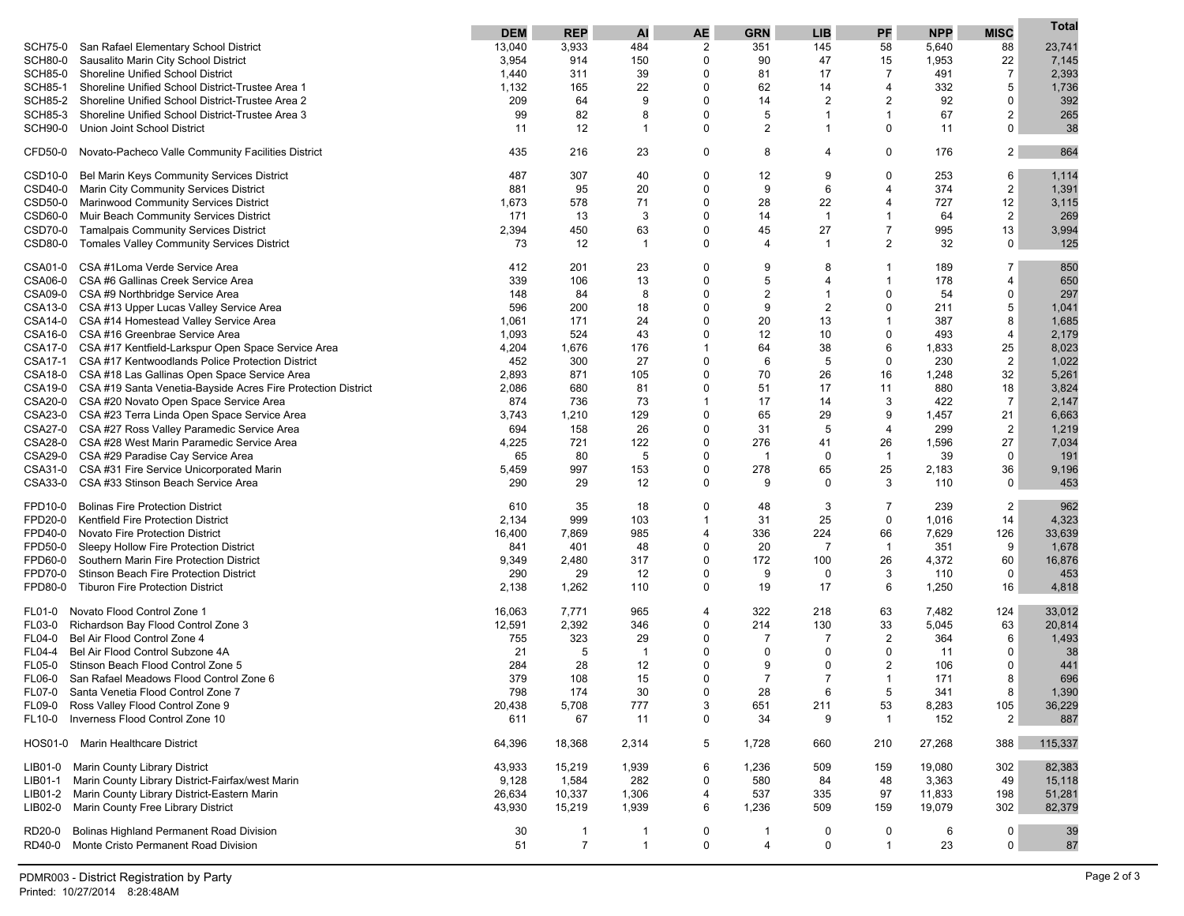| Code | District | DEM | REP | AI | AE | GRN | LIB | PF | NPP | MISC | Total |
|---|---|---|---|---|---|---|---|---|---|---|---|
| SCH75-0 | San Rafael Elementary School District | 13,040 | 3,933 | 484 | 2 | 351 | 145 | 58 | 5,640 | 88 | 23,741 |
| SCH80-0 | Sausalito Marin City School District | 3,954 | 914 | 150 | 0 | 90 | 47 | 15 | 1,953 | 22 | 7,145 |
| SCH85-0 | Shoreline Unified School District | 1,440 | 311 | 39 | 0 | 81 | 17 | 7 | 491 | 7 | 2,393 |
| SCH85-1 | Shoreline Unified School District-Trustee Area 1 | 1,132 | 165 | 22 | 0 | 62 | 14 | 4 | 332 | 5 | 1,736 |
| SCH85-2 | Shoreline Unified School District-Trustee Area 2 | 209 | 64 | 9 | 0 | 14 | 2 | 2 | 92 | 0 | 392 |
| SCH85-3 | Shoreline Unified School District-Trustee Area 3 | 99 | 82 | 8 | 0 | 5 | 1 | 1 | 67 | 2 | 265 |
| SCH90-0 | Union Joint School District | 11 | 12 | 1 | 0 | 2 | 1 | 0 | 11 | 0 | 38 |
| CFD50-0 | Novato-Pacheco Valle Community Facilities District | 435 | 216 | 23 | 0 | 8 | 4 | 0 | 176 | 2 | 864 |
| CSD10-0 | Bel Marin Keys Community Services District | 487 | 307 | 40 | 0 | 12 | 9 | 0 | 253 | 6 | 1,114 |
| CSD40-0 | Marin City Community Services District | 881 | 95 | 20 | 0 | 9 | 6 | 4 | 374 | 2 | 1,391 |
| CSD50-0 | Marinwood Community Services District | 1,673 | 578 | 71 | 0 | 28 | 22 | 4 | 727 | 12 | 3,115 |
| CSD60-0 | Muir Beach Community Services District | 171 | 13 | 3 | 0 | 14 | 1 | 1 | 64 | 2 | 269 |
| CSD70-0 | Tamalpais Community Services District | 2,394 | 450 | 63 | 0 | 45 | 27 | 7 | 995 | 13 | 3,994 |
| CSD80-0 | Tomales Valley Community Services District | 73 | 12 | 1 | 0 | 4 | 1 | 2 | 32 | 0 | 125 |
| CSA01-0 | CSA #1Loma Verde Service Area | 412 | 201 | 23 | 0 | 9 | 8 | 1 | 189 | 7 | 850 |
| CSA06-0 | CSA #6 Gallinas Creek Service Area | 339 | 106 | 13 | 0 | 5 | 4 | 1 | 178 | 4 | 650 |
| CSA09-0 | CSA #9 Northbridge Service Area | 148 | 84 | 8 | 0 | 2 | 1 | 0 | 54 | 0 | 297 |
| CSA13-0 | CSA #13 Upper Lucas Valley Service Area | 596 | 200 | 18 | 0 | 9 | 2 | 0 | 211 | 5 | 1,041 |
| CSA14-0 | CSA #14 Homestead Valley Service Area | 1,061 | 171 | 24 | 0 | 20 | 13 | 1 | 387 | 8 | 1,685 |
| CSA16-0 | CSA #16 Greenbrae Service Area | 1,093 | 524 | 43 | 0 | 12 | 10 | 0 | 493 | 4 | 2,179 |
| CSA17-0 | CSA #17 Kentfield-Larkspur Open Space Service Area | 4,204 | 1,676 | 176 | 1 | 64 | 38 | 6 | 1,833 | 25 | 8,023 |
| CSA17-1 | CSA #17 Kentwoodlands Police Protection District | 452 | 300 | 27 | 0 | 6 | 5 | 0 | 230 | 2 | 1,022 |
| CSA18-0 | CSA #18 Las Gallinas Open Space Service Area | 2,893 | 871 | 105 | 0 | 70 | 26 | 16 | 1,248 | 32 | 5,261 |
| CSA19-0 | CSA #19 Santa Venetia-Bayside Acres Fire Protection District | 2,086 | 680 | 81 | 0 | 51 | 17 | 11 | 880 | 18 | 3,824 |
| CSA20-0 | CSA #20 Novato Open Space Service Area | 874 | 736 | 73 | 1 | 17 | 14 | 3 | 422 | 7 | 2,147 |
| CSA23-0 | CSA #23 Terra Linda Open Space Service Area | 3,743 | 1,210 | 129 | 0 | 65 | 29 | 9 | 1,457 | 21 | 6,663 |
| CSA27-0 | CSA #27 Ross Valley Paramedic Service Area | 694 | 158 | 26 | 0 | 31 | 5 | 4 | 299 | 2 | 1,219 |
| CSA28-0 | CSA #28 West Marin Paramedic Service Area | 4,225 | 721 | 122 | 0 | 276 | 41 | 26 | 1,596 | 27 | 7,034 |
| CSA29-0 | CSA #29 Paradise Cay Service Area | 65 | 80 | 5 | 0 | 1 | 0 | 1 | 39 | 0 | 191 |
| CSA31-0 | CSA #31 Fire Service Unicorporated Marin | 5,459 | 997 | 153 | 0 | 278 | 65 | 25 | 2,183 | 36 | 9,196 |
| CSA33-0 | CSA #33 Stinson Beach Service Area | 290 | 29 | 12 | 0 | 9 | 0 | 3 | 110 | 0 | 453 |
| FPD10-0 | Bolinas Fire Protection District | 610 | 35 | 18 | 0 | 48 | 3 | 7 | 239 | 2 | 962 |
| FPD20-0 | Kentfield Fire Protection District | 2,134 | 999 | 103 | 1 | 31 | 25 | 0 | 1,016 | 14 | 4,323 |
| FPD40-0 | Novato Fire Protection District | 16,400 | 7,869 | 985 | 4 | 336 | 224 | 66 | 7,629 | 126 | 33,639 |
| FPD50-0 | Sleepy Hollow Fire Protection District | 841 | 401 | 48 | 0 | 20 | 7 | 1 | 351 | 9 | 1,678 |
| FPD60-0 | Southern Marin Fire Protection District | 9,349 | 2,480 | 317 | 0 | 172 | 100 | 26 | 4,372 | 60 | 16,876 |
| FPD70-0 | Stinson Beach Fire Protection District | 290 | 29 | 12 | 0 | 9 | 0 | 3 | 110 | 0 | 453 |
| FPD80-0 | Tiburon Fire Protection District | 2,138 | 1,262 | 110 | 0 | 19 | 17 | 6 | 1,250 | 16 | 4,818 |
| FL01-0 | Novato Flood Control Zone 1 | 16,063 | 7,771 | 965 | 4 | 322 | 218 | 63 | 7,482 | 124 | 33,012 |
| FL03-0 | Richardson Bay Flood Control Zone 3 | 12,591 | 2,392 | 346 | 0 | 214 | 130 | 33 | 5,045 | 63 | 20,814 |
| FL04-0 | Bel Air Flood Control Zone 4 | 755 | 323 | 29 | 0 | 7 | 7 | 2 | 364 | 6 | 1,493 |
| FL04-4 | Bel Air Flood Control Subzone 4A | 21 | 5 | 1 | 0 | 0 | 0 | 0 | 11 | 0 | 38 |
| FL05-0 | Stinson Beach Flood Control Zone 5 | 284 | 28 | 12 | 0 | 9 | 0 | 2 | 106 | 0 | 441 |
| FL06-0 | San Rafael Meadows Flood Control Zone 6 | 379 | 108 | 15 | 0 | 7 | 7 | 1 | 171 | 8 | 696 |
| FL07-0 | Santa Venetia Flood Control Zone 7 | 798 | 174 | 30 | 0 | 28 | 6 | 5 | 341 | 8 | 1,390 |
| FL09-0 | Ross Valley Flood Control Zone 9 | 20,438 | 5,708 | 777 | 3 | 651 | 211 | 53 | 8,283 | 105 | 36,229 |
| FL10-0 | Inverness Flood Control Zone 10 | 611 | 67 | 11 | 0 | 34 | 9 | 1 | 152 | 2 | 887 |
| HOS01-0 | Marin Healthcare District | 64,396 | 18,368 | 2,314 | 5 | 1,728 | 660 | 210 | 27,268 | 388 | 115,337 |
| LIB01-0 | Marin County Library District | 43,933 | 15,219 | 1,939 | 6 | 1,236 | 509 | 159 | 19,080 | 302 | 82,383 |
| LIB01-1 | Marin County Library District-Fairfax/west Marin | 9,128 | 1,584 | 282 | 0 | 580 | 84 | 48 | 3,363 | 49 | 15,118 |
| LIB01-2 | Marin County Library District-Eastern Marin | 26,634 | 10,337 | 1,306 | 4 | 537 | 335 | 97 | 11,833 | 198 | 51,281 |
| LIB02-0 | Marin County Free Library District | 43,930 | 15,219 | 1,939 | 6 | 1,236 | 509 | 159 | 19,079 | 302 | 82,379 |
| RD20-0 | Bolinas Highland Permanent Road Division | 30 | 1 | 1 | 0 | 1 | 0 | 0 | 6 | 0 | 39 |
| RD40-0 | Monte Cristo Permanent Road Division | 51 | 7 | 1 | 0 | 4 | 0 | 1 | 23 | 0 | 87 |

PDMR003 - District Registration by Party
Printed: 10/27/2014 8:28:48AM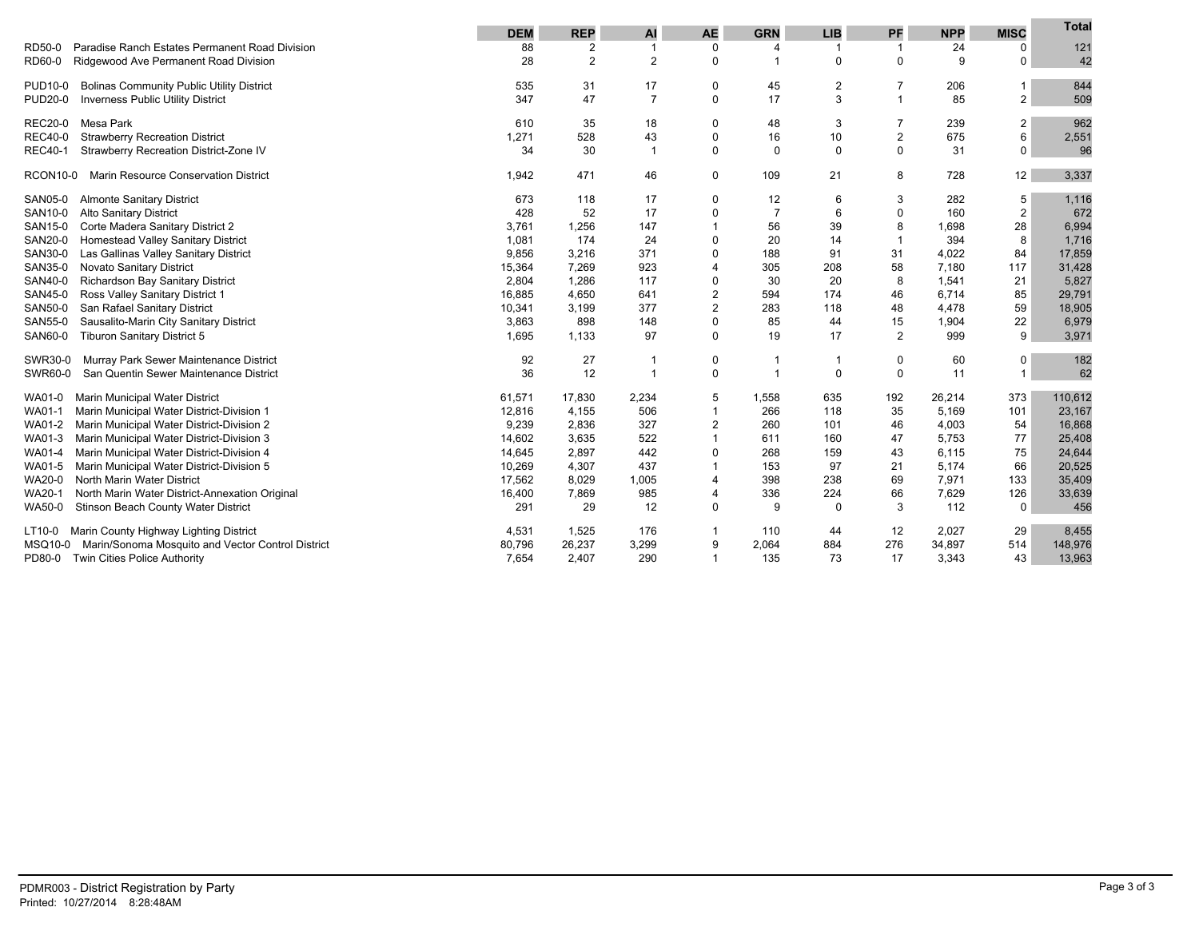| | | DEM | REP | AI | AE | GRN | LIB | PF | NPP | MISC | Total |
|---|---|---|---|---|---|---|---|---|---|---|---|
| RD50-0 | Paradise Ranch Estates Permanent Road Division | 88 | 2 | 1 | 0 | 4 | 1 | 1 | 24 | 0 | 121 |
| RD60-0 | Ridgewood Ave Permanent Road Division | 28 | 2 | 2 | 0 | 1 | 0 | 0 | 9 | 0 | 42 |
| PUD10-0 | Bolinas Community Public Utility District | 535 | 31 | 17 | 0 | 45 | 2 | 7 | 206 | 1 | 844 |
| PUD20-0 | Inverness Public Utility District | 347 | 47 | 7 | 0 | 17 | 3 | 1 | 85 | 2 | 509 |
| REC20-0 | Mesa Park | 610 | 35 | 18 | 0 | 48 | 3 | 7 | 239 | 2 | 962 |
| REC40-0 | Strawberry Recreation District | 1,271 | 528 | 43 | 0 | 16 | 10 | 2 | 675 | 6 | 2,551 |
| REC40-1 | Strawberry Recreation District-Zone IV | 34 | 30 | 1 | 0 | 0 | 0 | 0 | 31 | 0 | 96 |
| RCON10-0 | Marin Resource Conservation District | 1,942 | 471 | 46 | 0 | 109 | 21 | 8 | 728 | 12 | 3,337 |
| SAN05-0 | Almonte Sanitary District | 673 | 118 | 17 | 0 | 12 | 6 | 3 | 282 | 5 | 1,116 |
| SAN10-0 | Alto Sanitary District | 428 | 52 | 17 | 0 | 7 | 6 | 0 | 160 | 2 | 672 |
| SAN15-0 | Corte Madera Sanitary District 2 | 3,761 | 1,256 | 147 | 1 | 56 | 39 | 8 | 1,698 | 28 | 6,994 |
| SAN20-0 | Homestead Valley Sanitary District | 1,081 | 174 | 24 | 0 | 20 | 14 | 1 | 394 | 8 | 1,716 |
| SAN30-0 | Las Gallinas Valley Sanitary District | 9,856 | 3,216 | 371 | 0 | 188 | 91 | 31 | 4,022 | 84 | 17,859 |
| SAN35-0 | Novato Sanitary District | 15,364 | 7,269 | 923 | 4 | 305 | 208 | 58 | 7,180 | 117 | 31,428 |
| SAN40-0 | Richardson Bay Sanitary District | 2,804 | 1,286 | 117 | 0 | 30 | 20 | 8 | 1,541 | 21 | 5,827 |
| SAN45-0 | Ross Valley Sanitary District 1 | 16,885 | 4,650 | 641 | 2 | 594 | 174 | 46 | 6,714 | 85 | 29,791 |
| SAN50-0 | San Rafael Sanitary District | 10,341 | 3,199 | 377 | 2 | 283 | 118 | 48 | 4,478 | 59 | 18,905 |
| SAN55-0 | Sausalito-Marin City Sanitary District | 3,863 | 898 | 148 | 0 | 85 | 44 | 15 | 1,904 | 22 | 6,979 |
| SAN60-0 | Tiburon Sanitary District 5 | 1,695 | 1,133 | 97 | 0 | 19 | 17 | 2 | 999 | 9 | 3,971 |
| SWR30-0 | Murray Park Sewer Maintenance District | 92 | 27 | 1 | 0 | 1 | 1 | 0 | 60 | 0 | 182 |
| SWR60-0 | San Quentin Sewer Maintenance District | 36 | 12 | 1 | 0 | 1 | 0 | 0 | 11 | 1 | 62 |
| WA01-0 | Marin Municipal Water District | 61,571 | 17,830 | 2,234 | 5 | 1,558 | 635 | 192 | 26,214 | 373 | 110,612 |
| WA01-1 | Marin Municipal Water District-Division 1 | 12,816 | 4,155 | 506 | 1 | 266 | 118 | 35 | 5,169 | 101 | 23,167 |
| WA01-2 | Marin Municipal Water District-Division 2 | 9,239 | 2,836 | 327 | 2 | 260 | 101 | 46 | 4,003 | 54 | 16,868 |
| WA01-3 | Marin Municipal Water District-Division 3 | 14,602 | 3,635 | 522 | 1 | 611 | 160 | 47 | 5,753 | 77 | 25,408 |
| WA01-4 | Marin Municipal Water District-Division 4 | 14,645 | 2,897 | 442 | 0 | 268 | 159 | 43 | 6,115 | 75 | 24,644 |
| WA01-5 | Marin Municipal Water District-Division 5 | 10,269 | 4,307 | 437 | 1 | 153 | 97 | 21 | 5,174 | 66 | 20,525 |
| WA20-0 | North Marin Water District | 17,562 | 8,029 | 1,005 | 4 | 398 | 238 | 69 | 7,971 | 133 | 35,409 |
| WA20-1 | North Marin Water District-Annexation Original | 16,400 | 7,869 | 985 | 4 | 336 | 224 | 66 | 7,629 | 126 | 33,639 |
| WA50-0 | Stinson Beach County Water District | 291 | 29 | 12 | 0 | 9 | 0 | 3 | 112 | 0 | 456 |
| LT10-0 | Marin County Highway Lighting District | 4,531 | 1,525 | 176 | 1 | 110 | 44 | 12 | 2,027 | 29 | 8,455 |
| MSQ10-0 | Marin/Sonoma Mosquito and Vector Control District | 80,796 | 26,237 | 3,299 | 9 | 2,064 | 884 | 276 | 34,897 | 514 | 148,976 |
| PD80-0 | Twin Cities Police Authority | 7,654 | 2,407 | 290 | 1 | 135 | 73 | 17 | 3,343 | 43 | 13,963 |

PDMR003 - District Registration by Party
Printed: 10/27/2014 8:28:48AM